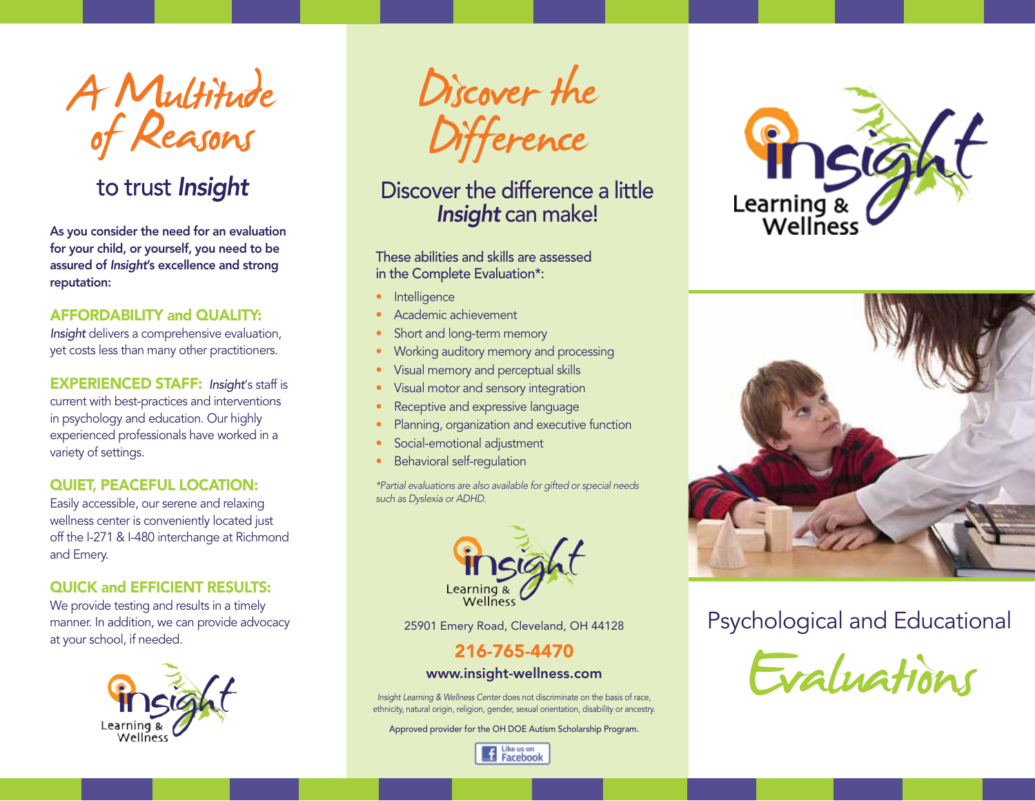# A Multitude of Reasons

## to trust *Insight*

**As you consider the need for an evaluation for your child, or yourself, you need to be assured of *Insight*'s excellence and strong reputation:**

**AFFORDABILITY and QUALITY:**
*Insight* delivers a comprehensive evaluation, yet costs less than many other practitioners.

**EXPERIENCED STAFF:** *Insight*'s staff is current with best-practices and interventions in psychology and education. Our highly experienced professionals have worked in a variety of settings.

**QUIET, PEACEFUL LOCATION:**
Easily accessible, our serene and relaxing wellness center is conveniently located just off the I-271 & I-480 interchange at Richmond and Emery.

**QUICK and EFFICIENT RESULTS:**
We provide testing and results in a timely manner. In addition, we can provide advocacy at your school, if needed.

Insight Learning & Wellness

# Discover the Difference

## Discover the difference a little *Insight* can make!

These abilities and skills are assessed in the Complete Evaluation*:

- Intelligence
- Academic achievement
- Short and long-term memory
- Working auditory memory and processing
- Visual memory and perceptual skills
- Visual motor and sensory integration
- Receptive and expressive language
- Planning, organization and executive function
- Social-emotional adjustment
- Behavioral self-regulation

*\*Partial evaluations are also available for gifted or special needs such as Dyslexia or ADHD.*

Insight Learning & Wellness

25901 Emery Road, Cleveland, OH 44128

**216-765-4470**

**www.insight-wellness.com**

*Insight Learning & Wellness Center* does not discriminate on the basis of race, ethnicity, natural origin, religion, gender, sexual orientation, disability or ancestry.

Approved provider for the OH DOE Autism Scholarship Program.

Like us on Facebook

Insight Learning & Wellness

# Psychological and Educational Evaluations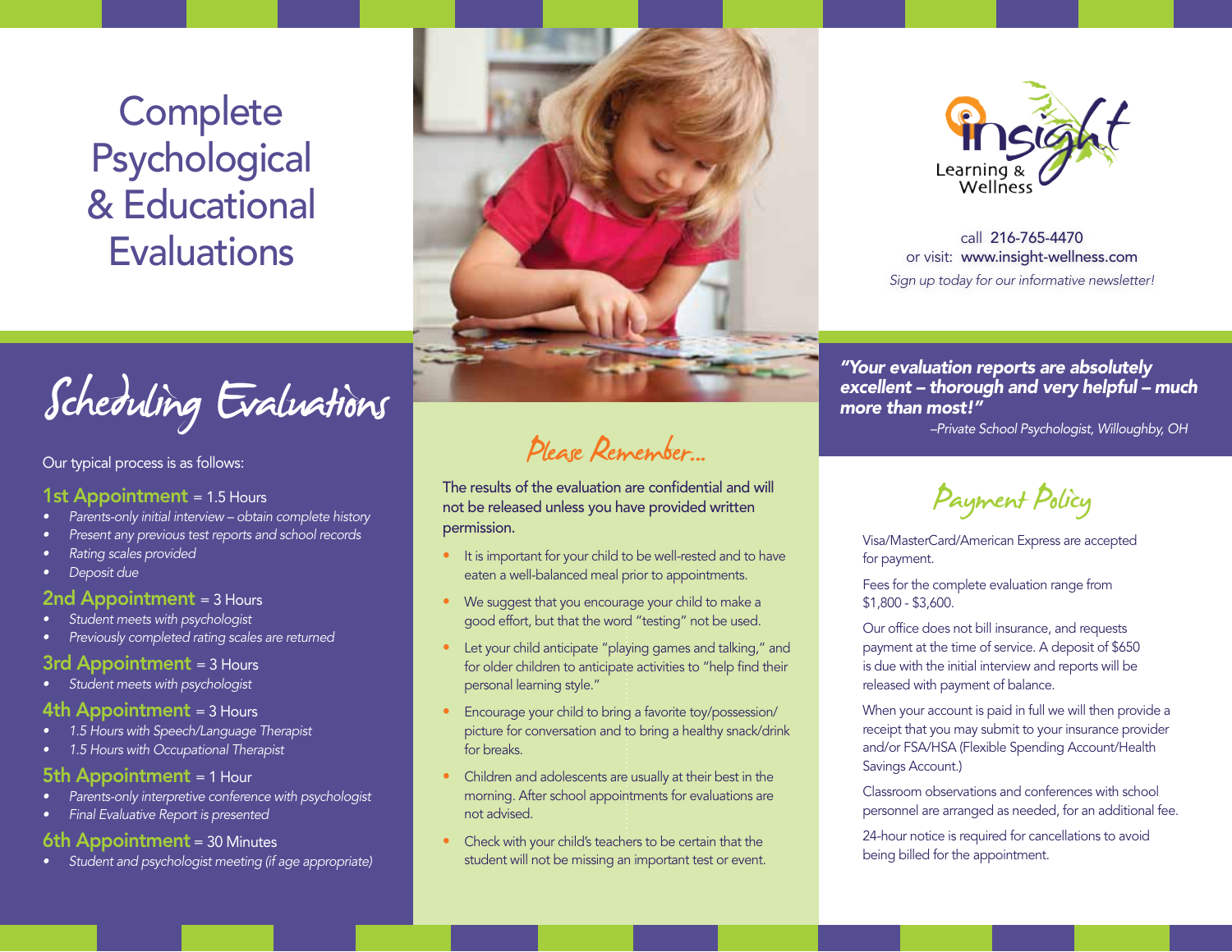# Complete Psychological & Educational Evaluations

## Scheduling Evaluations

Our typical process is as follows:

### 1st Appointment = 1.5 Hours

- *Parents-only initial interview – obtain complete history*
- *Present any previous test reports and school records*
- *Rating scales provided*
- *Deposit due*

### 2nd Appointment = 3 Hours

- *Student meets with psychologist*
- *Previously completed rating scales are returned*

### 3rd Appointment = 3 Hours

- *Student meets with psychologist*

### 4th Appointment = 3 Hours

- *1.5 Hours with Speech/Language Therapist*
- *1.5 Hours with Occupational Therapist*

### 5th Appointment = 1 Hour

- *Parents-only interpretive conference with psychologist*
- *Final Evaluative Report is presented*

### 6th Appointment = 30 Minutes

- *Student and psychologist meeting (if age appropriate)*

## Please Remember...

The results of the evaluation are confidential and will not be released unless you have provided written permission.

- It is important for your child to be well-rested and to have eaten a well-balanced meal prior to appointments.
- We suggest that you encourage your child to make a good effort, but that the word "testing" not be used.
- Let your child anticipate "playing games and talking," and for older children to anticipate activities to "help find their personal learning style."
- Encourage your child to bring a favorite toy/possession/picture for conversation and to bring a healthy snack/drink for breaks.
- Children and adolescents are usually at their best in the morning. After school appointments for evaluations are not advised.
- Check with your child's teachers to be certain that the student will not be missing an important test or event.

Insight Learning & Wellness

call 216-765-4470
or visit: www.insight-wellness.com
*Sign up today for our informative newsletter!*

***"Your evaluation reports are absolutely excellent – thorough and very helpful – much more than most!"***

*–Private School Psychologist, Willoughby, OH*

## Payment Policy

Visa/MasterCard/American Express are accepted for payment.

Fees for the complete evaluation range from $1,800 - $3,600.

Our office does not bill insurance, and requests payment at the time of service. A deposit of $650 is due with the initial interview and reports will be released with payment of balance.

When your account is paid in full we will then provide a receipt that you may submit to your insurance provider and/or FSA/HSA (Flexible Spending Account/Health Savings Account.)

Classroom observations and conferences with school personnel are arranged as needed, for an additional fee.

24-hour notice is required for cancellations to avoid being billed for the appointment.